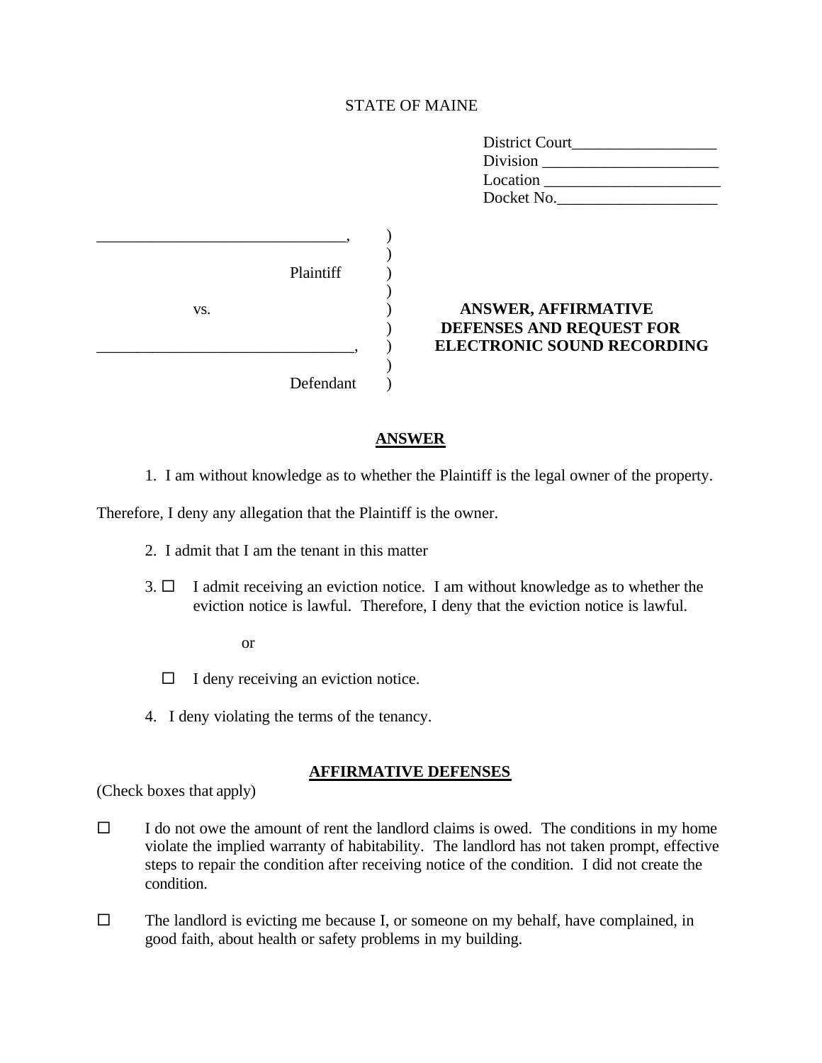STATE OF MAINE

District Court__________________
Division ______________________
Location ______________________
Docket No.____________________

_______________________________,
Plaintiff

vs.

_______________________________,
Defendant

**ANSWER, AFFIRMATIVE DEFENSES AND REQUEST FOR ELECTRONIC SOUND RECORDING**

## ANSWER

1. I am without knowledge as to whether the Plaintiff is the legal owner of the property. Therefore, I deny any allegation that the Plaintiff is the owner.

2. I admit that I am the tenant in this matter

3. ☐ I admit receiving an eviction notice. I am without knowledge as to whether the eviction notice is lawful. Therefore, I deny that the eviction notice is lawful.

   or

   ☐ I deny receiving an eviction notice.

4. I deny violating the terms of the tenancy.

## AFFIRMATIVE DEFENSES

(Check boxes that apply)

☐ I do not owe the amount of rent the landlord claims is owed. The conditions in my home violate the implied warranty of habitability. The landlord has not taken prompt, effective steps to repair the condition after receiving notice of the condition. I did not create the condition.

☐ The landlord is evicting me because I, or someone on my behalf, have complained, in good faith, about health or safety problems in my building.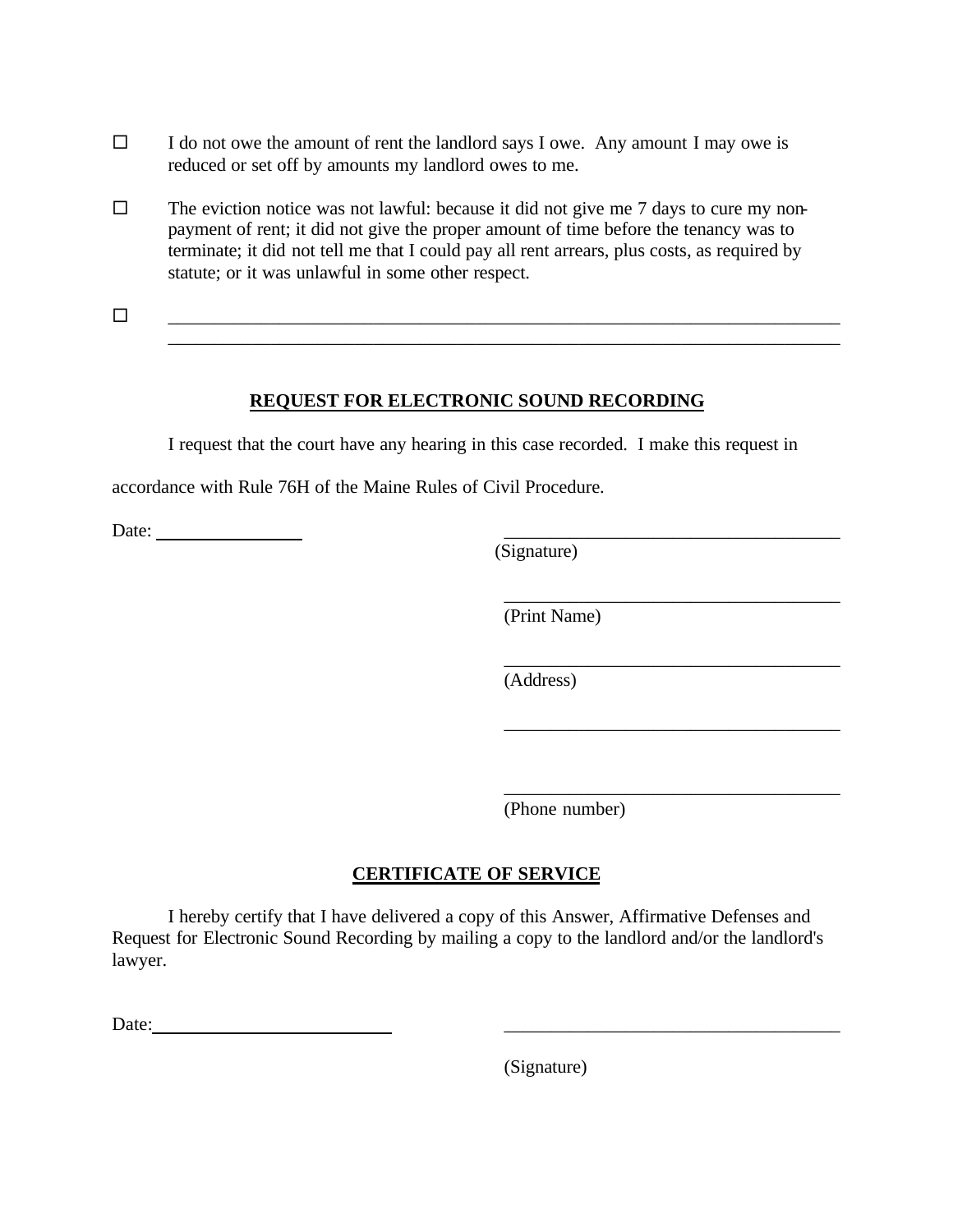☐ I do not owe the amount of rent the landlord says I owe. Any amount I may owe is reduced or set off by amounts my landlord owes to me.

☐ The eviction notice was not lawful: because it did not give me 7 days to cure my non-payment of rent; it did not give the proper amount of time before the tenancy was to terminate; it did not tell me that I could pay all rent arrears, plus costs, as required by statute; or it was unlawful in some other respect.

☐ ______________________________________________________________________________
______________________________________________________________________________

**REQUEST FOR ELECTRONIC SOUND RECORDING**

I request that the court have any hearing in this case recorded. I make this request in accordance with Rule 76H of the Maine Rules of Civil Procedure.

Date: ________________

_____________________________________
(Signature)

_____________________________________
(Print Name)

_____________________________________
(Address)

_____________________________________

_____________________________________
(Phone number)

**CERTIFICATE OF SERVICE**

I hereby certify that I have delivered a copy of this Answer, Affirmative Defenses and Request for Electronic Sound Recording by mailing a copy to the landlord and/or the landlord's lawyer.

Date: ___________________________

_____________________________________

(Signature)